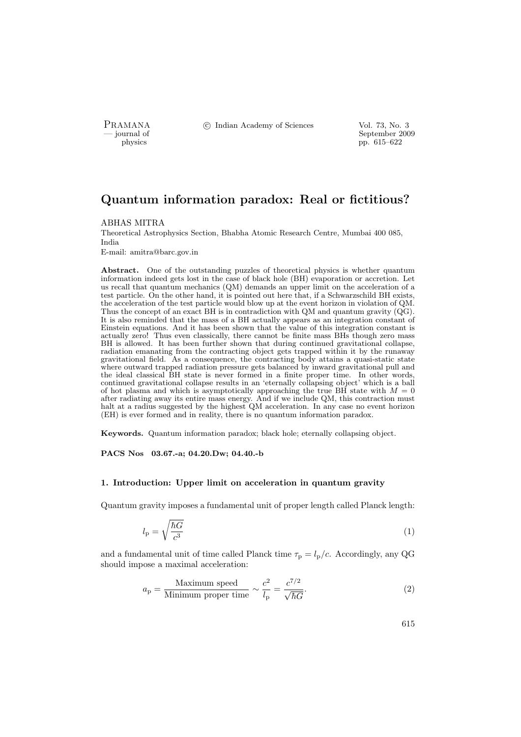# Quantum information paradox: Real or fictitious?

ABHAS MITRA

Theoretical Astrophysics Section, Bhabha Atomic Research Centre, Mumbai 400 085, India

E-mail: amitra@barc.gov.in

**Abstract.** One of the outstanding puzzles of theoretical physics is whether quantum information indeed gets lost in the case of black hole (BH) evaporation or accretion. Let us recall that quantum mechanics (QM) demands an upper limit on the acceleration of a test particle. On the other hand, it is pointed out here that, if a Schwarzschild BH exists, the acceleration of the test particle would blow up at the event horizon in violation of QM. Thus the concept of an exact BH is in contradiction with QM and quantum gravity (QG). It is also reminded that the mass of a BH actually appears as an integration constant of Einstein equations. And it has been shown that the value of this integration constant is actually zero! Thus even classically, there cannot be finite mass BHs though zero mass BH is allowed. It has been further shown that during continued gravitational collapse, radiation emanating from the contracting object gets trapped within it by the runaway gravitational field. As a consequence, the contracting body attains a quasi-static state where outward trapped radiation pressure gets balanced by inward gravitational pull and the ideal classical BH state is never formed in a finite proper time. In other words, continued gravitational collapse results in an 'eternally collapsing object' which is a ball of hot plasma and which is asymptotically approaching the true BH state with $M = 0$ after radiating away its entire mass energy. And if we include QM, this contraction must halt at a radius suggested by the highest QM acceleration. In any case no event horizon (EH) is ever formed and in reality, there is no quantum information paradox.

**Keywords.** Quantum information paradox; black hole; eternally collapsing object.

**PACS Nos** 03.67.-a; 04.20.Dw; 04.40.-b

## 1. Introduction: Upper limit on acceleration in quantum gravity

Quantum gravity imposes a fundamental unit of proper length called Planck length:

$$l_{\mathrm{p}} = \sqrt{\frac{\hbar G}{c^3}} \tag{1}$$

and a fundamental unit of time called Planck time $\tau_{\mathrm{p}} = l_{\mathrm{p}}/c$. Accordingly, any QG should impose a maximal acceleration:

$$a_{\mathrm{p}} = \frac{\text{Maximum speed}}{\text{Minimum proper time}} \sim \frac{c^2}{l_{\mathrm{p}}} = \frac{c^{7/2}}{\sqrt{\hbar G}}. \tag{2}$$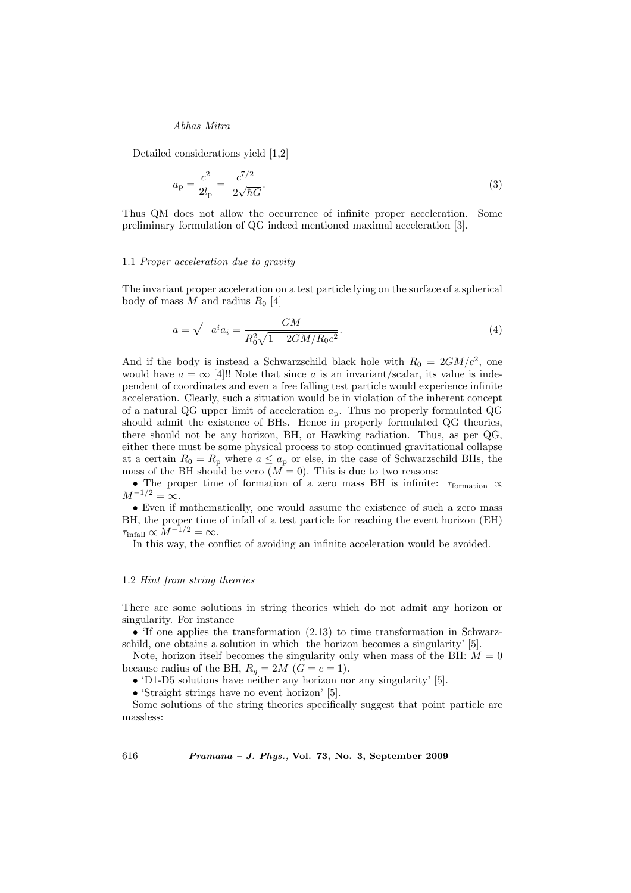Detailed considerations yield [1,2]

$$a_{\rm p} = \frac{c^2}{2l_{\rm p}} = \frac{c^{7/2}}{2\sqrt{\hbar G}}. \tag{3}$$

Thus QM does not allow the occurrence of infinite proper acceleration. Some preliminary formulation of QG indeed mentioned maximal acceleration [3].

### 1.1 *Proper acceleration due to gravity*

The invariant proper acceleration on a test particle lying on the surface of a spherical body of mass $M$ and radius $R_0$ [4]

$$a = \sqrt{-a^i a_i} = \frac{GM}{R_0^2\sqrt{1 - 2GM/R_0 c^2}}. \tag{4}$$

And if the body is instead a Schwarzschild black hole with $R_0 = 2GM/c^2$, one would have $a = \infty$ [4]!! Note that since $a$ is an invariant/scalar, its value is independent of coordinates and even a free falling test particle would experience infinite acceleration. Clearly, such a situation would be in violation of the inherent concept of a natural QG upper limit of acceleration $a_{\rm p}$. Thus no properly formulated QG should admit the existence of BHs. Hence in properly formulated QG theories, there should not be any horizon, BH, or Hawking radiation. Thus, as per QG, either there must be some physical process to stop continued gravitational collapse at a certain $R_0 = R_{\rm p}$ where $a \leq a_{\rm p}$ or else, in the case of Schwarzschild BHs, the mass of the BH should be zero ($M = 0$). This is due to two reasons:

- The proper time of formation of a zero mass BH is infinite: $\tau_{\rm formation} \propto M^{-1/2} = \infty$.
- Even if mathematically, one would assume the existence of such a zero mass BH, the proper time of infall of a test particle for reaching the event horizon (EH) $\tau_{\rm infall} \propto M^{-1/2} = \infty$.

In this way, the conflict of avoiding an infinite acceleration would be avoided.

### 1.2 *Hint from string theories*

There are some solutions in string theories which do not admit any horizon or singularity. For instance

- 'If one applies the transformation (2.13) to time transformation in Schwarzschild, one obtains a solution in which the horizon becomes a singularity' [5].

Note, horizon itself becomes the singularity only when mass of the BH: $M = 0$ because radius of the BH, $R_g = 2M$ ($G = c = 1$).

- 'D1-D5 solutions have neither any horizon nor any singularity' [5].
- 'Straight strings have no event horizon' [5].

Some solutions of the string theories specifically suggest that point particle are massless: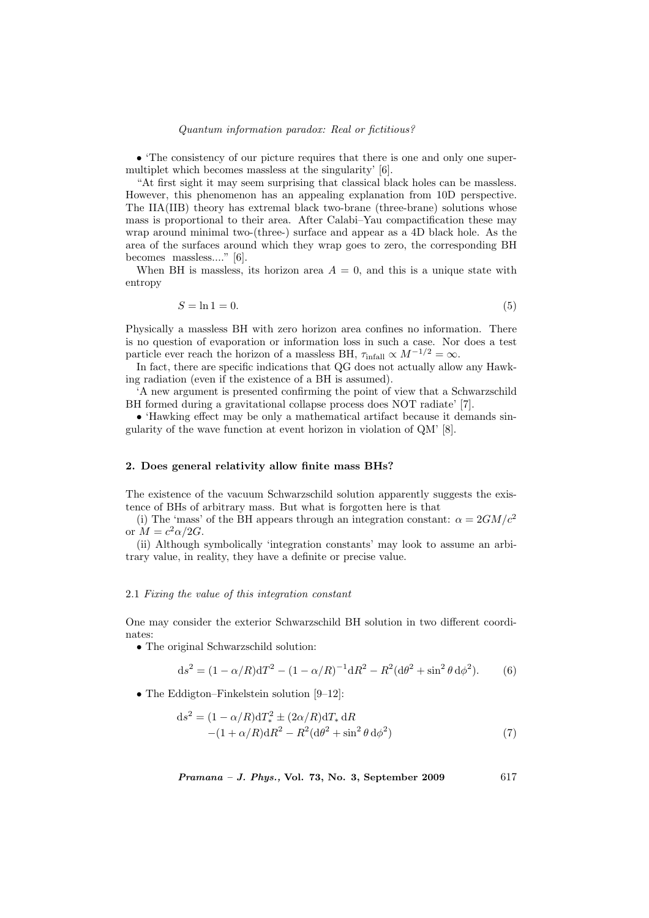• 'The consistency of our picture requires that there is one and only one supermultiplet which becomes massless at the singularity' [6].

"At first sight it may seem surprising that classical black holes can be massless. However, this phenomenon has an appealing explanation from 10D perspective. The IIA(IIB) theory has extremal black two-brane (three-brane) solutions whose mass is proportional to their area. After Calabi–Yau compactification these may wrap around minimal two-(three-) surface and appear as a 4D black hole. As the area of the surfaces around which they wrap goes to zero, the corresponding BH becomes massless...." [6].

When BH is massless, its horizon area $A = 0$, and this is a unique state with entropy

$$S = \ln 1 = 0. \tag{5}$$

Physically a massless BH with zero horizon area confines no information. There is no question of evaporation or information loss in such a case. Nor does a test particle ever reach the horizon of a massless BH, $\tau_{\text{infall}} \propto M^{-1/2} = \infty$.

In fact, there are specific indications that QG does not actually allow any Hawking radiation (even if the existence of a BH is assumed).

'A new argument is presented confirming the point of view that a Schwarzschild BH formed during a gravitational collapse process does NOT radiate' [7].

• 'Hawking effect may be only a mathematical artifact because it demands singularity of the wave function at event horizon in violation of QM' [8].

## 2. Does general relativity allow finite mass BHs?

The existence of the vacuum Schwarzschild solution apparently suggests the existence of BHs of arbitrary mass. But what is forgotten here is that

(i) The 'mass' of the BH appears through an integration constant: $\alpha = 2GM/c^2$ or $M = c^2\alpha/2G$.

(ii) Although symbolically 'integration constants' may look to assume an arbitrary value, in reality, they have a definite or precise value.

### 2.1 *Fixing the value of this integration constant*

One may consider the exterior Schwarzschild BH solution in two different coordinates:

• The original Schwarzschild solution:

$$\mathrm{d}s^2 = (1 - \alpha/R)\mathrm{d}T^2 - (1 - \alpha/R)^{-1}\mathrm{d}R^2 - R^2(\mathrm{d}\theta^2 + \sin^2\theta\,\mathrm{d}\phi^2). \tag{6}$$

• The Eddigton–Finkelstein solution [9–12]:

$$\begin{aligned}\mathrm{d}s^2 = &(1 - \alpha/R)\mathrm{d}T_*^2 \pm (2\alpha/R)\mathrm{d}T_*\,\mathrm{d}R \\ &-(1 + \alpha/R)\mathrm{d}R^2 - R^2(\mathrm{d}\theta^2 + \sin^2\theta\,\mathrm{d}\phi^2)\end{aligned} \tag{7}$$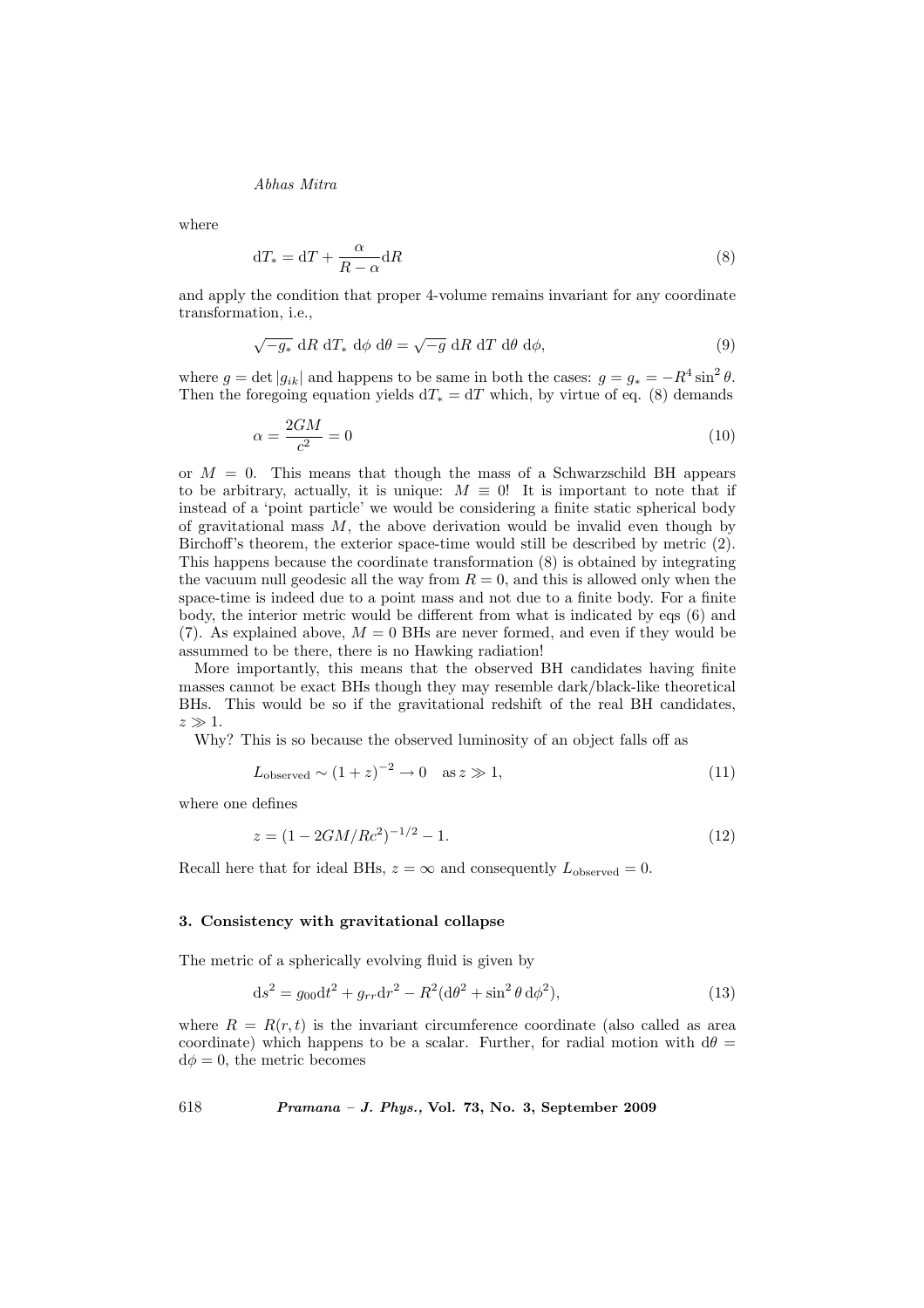where

$$\mathrm{d}T_* = \mathrm{d}T + \frac{\alpha}{R - \alpha}\mathrm{d}R \tag{8}$$

and apply the condition that proper 4-volume remains invariant for any coordinate transformation, i.e.,

$$\sqrt{-g_*}\ \mathrm{d}R\ \mathrm{d}T_*\ \mathrm{d}\phi\ \mathrm{d}\theta = \sqrt{-g}\ \mathrm{d}R\ \mathrm{d}T\ \mathrm{d}\theta\ \mathrm{d}\phi, \tag{9}$$

where $g = \det|g_{ik}|$ and happens to be same in both the cases: $g = g_* = -R^4 \sin^2\theta$. Then the foregoing equation yields $\mathrm{d}T_* = \mathrm{d}T$ which, by virtue of eq. (8) demands

$$\alpha = \frac{2GM}{c^2} = 0 \tag{10}$$

or $M = 0$. This means that though the mass of a Schwarzschild BH appears to be arbitrary, actually, it is unique: $M \equiv 0$! It is important to note that if instead of a 'point particle' we would be considering a finite static spherical body of gravitational mass $M$, the above derivation would be invalid even though by Birchoff's theorem, the exterior space-time would still be described by metric (2). This happens because the coordinate transformation (8) is obtained by integrating the vacuum null geodesic all the way from $R = 0$, and this is allowed only when the space-time is indeed due to a point mass and not due to a finite body. For a finite body, the interior metric would be different from what is indicated by eqs (6) and (7). As explained above, $M = 0$ BHs are never formed, and even if they would be assummed to be there, there is no Hawking radiation!

More importantly, this means that the observed BH candidates having finite masses cannot be exact BHs though they may resemble dark/black-like theoretical BHs. This would be so if the gravitational redshift of the real BH candidates, $z \gg 1$.

Why? This is so because the observed luminosity of an object falls off as

$$L_{\text{observed}} \sim (1+z)^{-2} \to 0 \quad \text{as}\, z \gg 1, \tag{11}$$

where one defines

$$z = (1 - 2GM/Rc^2)^{-1/2} - 1. \tag{12}$$

Recall here that for ideal BHs, $z = \infty$ and consequently $L_{\text{observed}} = 0$.

### 3. Consistency with gravitational collapse

The metric of a spherically evolving fluid is given by

$$\mathrm{d}s^2 = g_{00}\mathrm{d}t^2 + g_{rr}\mathrm{d}r^2 - R^2(\mathrm{d}\theta^2 + \sin^2\theta\, \mathrm{d}\phi^2), \tag{13}$$

where $R = R(r,t)$ is the invariant circumference coordinate (also called as area coordinate) which happens to be a scalar. Further, for radial motion with $\mathrm{d}\theta = \mathrm{d}\phi = 0$, the metric becomes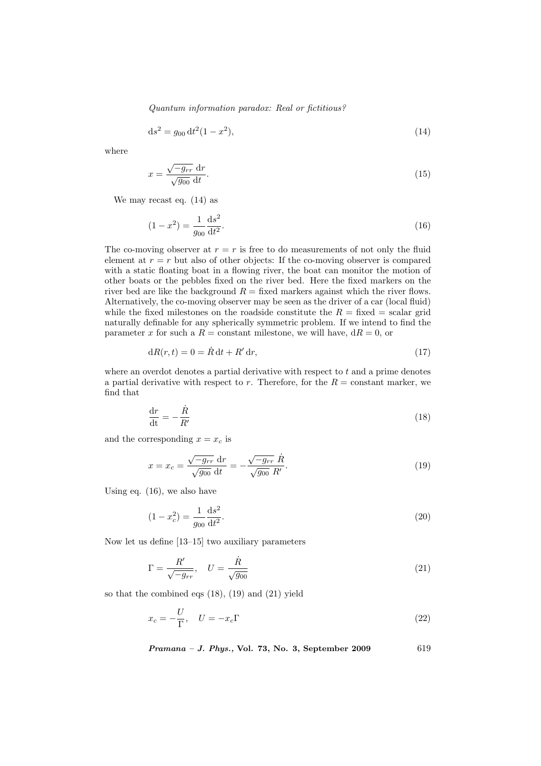$$\mathrm{d}s^2 = g_{00}\,\mathrm{d}t^2(1 - x^2), \tag{14}$$

where

$$x = \frac{\sqrt{-g_{rr}}\ \mathrm{d}r}{\sqrt{g_{00}}\ \mathrm{d}t}. \tag{15}$$

We may recast eq. (14) as

$$(1 - x^2) = \frac{1}{g_{00}}\frac{\mathrm{d}s^2}{\mathrm{d}t^2}. \tag{16}$$

The co-moving observer at $r = r$ is free to do measurements of not only the fluid element at $r = r$ but also of other objects: If the co-moving observer is compared with a static floating boat in a flowing river, the boat can monitor the motion of other boats or the pebbles fixed on the river bed. Here the fixed markers on the river bed are like the background $R =$ fixed markers against which the river flows. Alternatively, the co-moving observer may be seen as the driver of a car (local fluid) while the fixed milestones on the roadside constitute the $R =$ fixed $=$ scalar grid naturally definable for any spherically symmetric problem. If we intend to find the parameter $x$ for such a $R =$ constant milestone, we will have, $\mathrm{d}R = 0$, or

$$\mathrm{d}R(r,t) = 0 = \dot{R}\,\mathrm{d}t + R'\,\mathrm{d}r, \tag{17}$$

where an overdot denotes a partial derivative with respect to $t$ and a prime denotes a partial derivative with respect to $r$. Therefore, for the $R =$ constant marker, we find that

$$\frac{\mathrm{d}r}{\mathrm{d}t} = -\frac{\dot{R}}{R'} \tag{18}$$

and the corresponding $x = x_c$ is

$$x = x_c = \frac{\sqrt{-g_{rr}}\ \mathrm{d}r}{\sqrt{g_{00}}\ \mathrm{d}t} = -\frac{\sqrt{-g_{rr}}\ \dot{R}}{\sqrt{g_{00}}\ R'}. \tag{19}$$

Using eq. (16), we also have

$$(1 - x_c^2) = \frac{1}{g_{00}}\frac{\mathrm{d}s^2}{\mathrm{d}t^2}. \tag{20}$$

Now let us define [13–15] two auxiliary parameters

$$\Gamma = \frac{R'}{\sqrt{-g_{rr}}}, \quad U = \frac{\dot{R}}{\sqrt{g_{00}}} \tag{21}$$

so that the combined eqs (18), (19) and (21) yield

$$x_c = -\frac{U}{\Gamma}, \quad U = -x_c\Gamma \tag{22}$$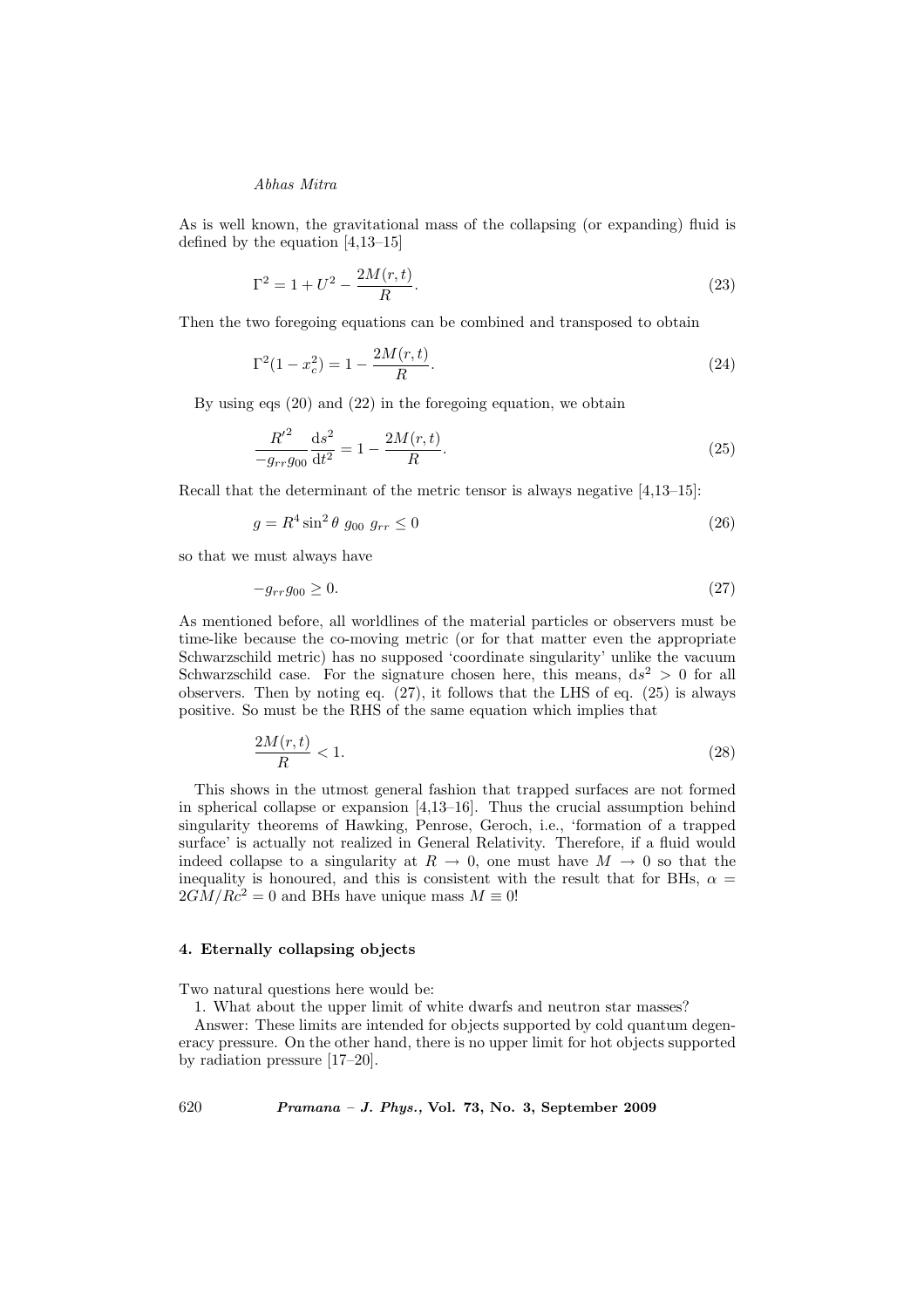As is well known, the gravitational mass of the collapsing (or expanding) fluid is defined by the equation [4,13–15]

$$\Gamma^2 = 1 + U^2 - \frac{2M(r,t)}{R}. \tag{23}$$

Then the two foregoing equations can be combined and transposed to obtain

$$\Gamma^2(1 - x_c^2) = 1 - \frac{2M(r,t)}{R}. \tag{24}$$

By using eqs (20) and (22) in the foregoing equation, we obtain

$$\frac{R'^2}{-g_{rr}g_{00}}\frac{\mathrm{d}s^2}{\mathrm{d}t^2} = 1 - \frac{2M(r,t)}{R}. \tag{25}$$

Recall that the determinant of the metric tensor is always negative [4,13–15]:

$$g = R^4 \sin^2\theta \; g_{00} \; g_{rr} \leq 0 \tag{26}$$

so that we must always have

$$-g_{rr}g_{00} \geq 0. \tag{27}$$

As mentioned before, all worldlines of the material particles or observers must be time-like because the co-moving metric (or for that matter even the appropriate Schwarzschild metric) has no supposed 'coordinate singularity' unlike the vacuum Schwarzschild case. For the signature chosen here, this means, $\mathrm{d}s^2 > 0$ for all observers. Then by noting eq. (27), it follows that the LHS of eq. (25) is always positive. So must be the RHS of the same equation which implies that

$$\frac{2M(r,t)}{R} < 1. \tag{28}$$

This shows in the utmost general fashion that trapped surfaces are not formed in spherical collapse or expansion [4,13–16]. Thus the crucial assumption behind singularity theorems of Hawking, Penrose, Geroch, i.e., 'formation of a trapped surface' is actually not realized in General Relativity. Therefore, if a fluid would indeed collapse to a singularity at $R \to 0$, one must have $M \to 0$ so that the inequality is honoured, and this is consistent with the result that for BHs, $\alpha = 2GM/Rc^2 = 0$ and BHs have unique mass $M \equiv 0$!

## 4. Eternally collapsing objects

Two natural questions here would be:

1. What about the upper limit of white dwarfs and neutron star masses?

Answer: These limits are intended for objects supported by cold quantum degeneracy pressure. On the other hand, there is no upper limit for hot objects supported by radiation pressure [17–20].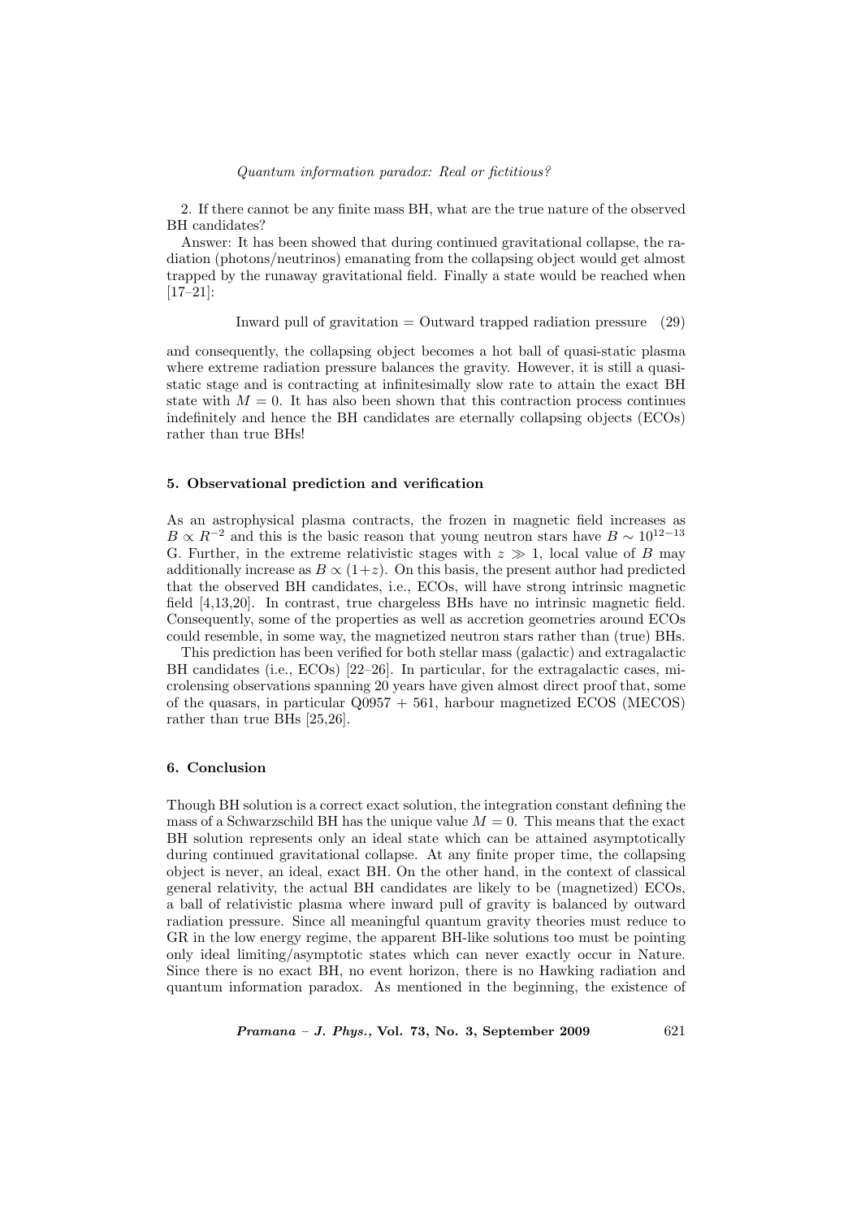2. If there cannot be any finite mass BH, what are the true nature of the observed BH candidates?

Answer: It has been showed that during continued gravitational collapse, the radiation (photons/neutrinos) emanating from the collapsing object would get almost trapped by the runaway gravitational field. Finally a state would be reached when [17–21]:

$$\text{Inward pull of gravitation} = \text{Outward trapped radiation pressure} \quad (29)$$

and consequently, the collapsing object becomes a hot ball of quasi-static plasma where extreme radiation pressure balances the gravity. However, it is still a quasi-static stage and is contracting at infinitesimally slow rate to attain the exact BH state with $M = 0$. It has also been shown that this contraction process continues indefinitely and hence the BH candidates are eternally collapsing objects (ECOs) rather than true BHs!

## 5. Observational prediction and verification

As an astrophysical plasma contracts, the frozen in magnetic field increases as $B \propto R^{-2}$ and this is the basic reason that young neutron stars have $B \sim 10^{12-13}$ G. Further, in the extreme relativistic stages with $z \gg 1$, local value of $B$ may additionally increase as $B \propto (1+z)$. On this basis, the present author had predicted that the observed BH candidates, i.e., ECOs, will have strong intrinsic magnetic field [4,13,20]. In contrast, true chargeless BHs have no intrinsic magnetic field. Consequently, some of the properties as well as accretion geometries around ECOs could resemble, in some way, the magnetized neutron stars rather than (true) BHs.

This prediction has been verified for both stellar mass (galactic) and extragalactic BH candidates (i.e., ECOs) [22–26]. In particular, for the extragalactic cases, microlensing observations spanning 20 years have given almost direct proof that, some of the quasars, in particular Q0957 + 561, harbour magnetized ECOS (MECOS) rather than true BHs [25,26].

## 6. Conclusion

Though BH solution is a correct exact solution, the integration constant defining the mass of a Schwarzschild BH has the unique value $M = 0$. This means that the exact BH solution represents only an ideal state which can be attained asymptotically during continued gravitational collapse. At any finite proper time, the collapsing object is never, an ideal, exact BH. On the other hand, in the context of classical general relativity, the actual BH candidates are likely to be (magnetized) ECOs, a ball of relativistic plasma where inward pull of gravity is balanced by outward radiation pressure. Since all meaningful quantum gravity theories must reduce to GR in the low energy regime, the apparent BH-like solutions too must be pointing only ideal limiting/asymptotic states which can never exactly occur in Nature. Since there is no exact BH, no event horizon, there is no Hawking radiation and quantum information paradox. As mentioned in the beginning, the existence of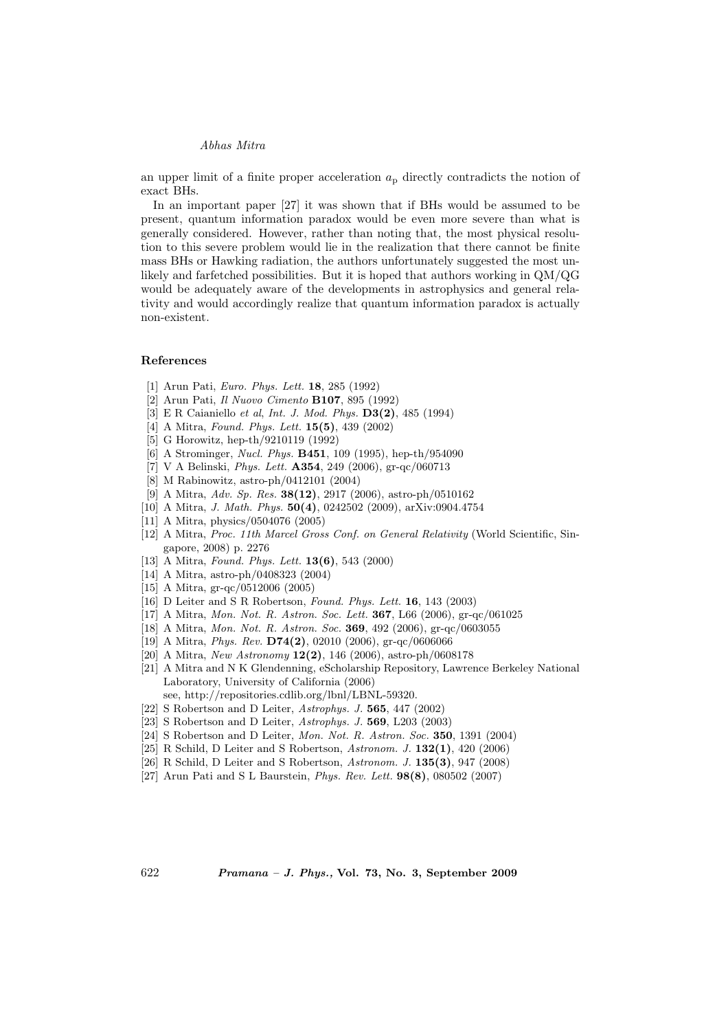an upper limit of a finite proper acceleration $a_p$ directly contradicts the notion of exact BHs.

In an important paper [27] it was shown that if BHs would be assumed to be present, quantum information paradox would be even more severe than what is generally considered. However, rather than noting that, the most physical resolution to this severe problem would lie in the realization that there cannot be finite mass BHs or Hawking radiation, the authors unfortunately suggested the most unlikely and farfetched possibilities. But it is hoped that authors working in QM/QG would be adequately aware of the developments in astrophysics and general relativity and would accordingly realize that quantum information paradox is actually non-existent.

## References

[1] Arun Pati, *Euro. Phys. Lett.* **18**, 285 (1992)
[2] Arun Pati, *Il Nuovo Cimento* **B107**, 895 (1992)
[3] E R Caianiello *et al*, *Int. J. Mod. Phys.* **D3(2)**, 485 (1994)
[4] A Mitra, *Found. Phys. Lett.* **15(5)**, 439 (2002)
[5] G Horowitz, hep-th/9210119 (1992)
[6] A Strominger, *Nucl. Phys.* **B451**, 109 (1995), hep-th/954090
[7] V A Belinski, *Phys. Lett.* **A354**, 249 (2006), gr-qc/060713
[8] M Rabinowitz, astro-ph/0412101 (2004)
[9] A Mitra, *Adv. Sp. Res.* **38(12)**, 2917 (2006), astro-ph/0510162
[10] A Mitra, *J. Math. Phys.* **50(4)**, 0242502 (2009), arXiv:0904.4754
[11] A Mitra, physics/0504076 (2005)
[12] A Mitra, *Proc. 11th Marcel Gross Conf. on General Relativity* (World Scientific, Singapore, 2008) p. 2276
[13] A Mitra, *Found. Phys. Lett.* **13(6)**, 543 (2000)
[14] A Mitra, astro-ph/0408323 (2004)
[15] A Mitra, gr-qc/0512006 (2005)
[16] D Leiter and S R Robertson, *Found. Phys. Lett.* **16**, 143 (2003)
[17] A Mitra, *Mon. Not. R. Astron. Soc. Lett.* **367**, L66 (2006), gr-qc/061025
[18] A Mitra, *Mon. Not. R. Astron. Soc.* **369**, 492 (2006), gr-qc/0603055
[19] A Mitra, *Phys. Rev.* **D74(2)**, 02010 (2006), gr-qc/0606066
[20] A Mitra, *New Astronomy* **12(2)**, 146 (2006), astro-ph/0608178
[21] A Mitra and N K Glendenning, eScholarship Repository, Lawrence Berkeley National Laboratory, University of California (2006)
see, http://repositories.cdlib.org/lbnl/LBNL-59320.
[22] S Robertson and D Leiter, *Astrophys. J.* **565**, 447 (2002)
[23] S Robertson and D Leiter, *Astrophys. J.* **569**, L203 (2003)
[24] S Robertson and D Leiter, *Mon. Not. R. Astron. Soc.* **350**, 1391 (2004)
[25] R Schild, D Leiter and S Robertson, *Astronom. J.* **132(1)**, 420 (2006)
[26] R Schild, D Leiter and S Robertson, *Astronom. J.* **135(3)**, 947 (2008)
[27] Arun Pati and S L Baurstein, *Phys. Rev. Lett.* **98(8)**, 080502 (2007)